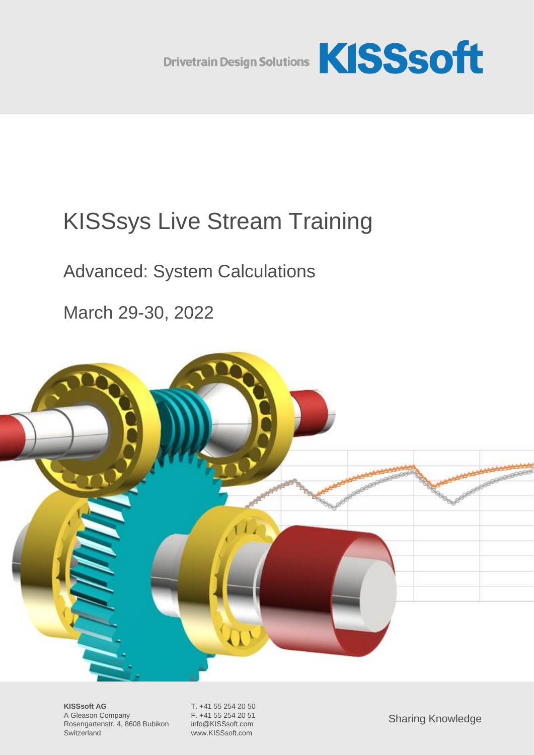Drivetrain Design Solutions **KISSsoft**

# KISSsys Live Stream Training

## Advanced: System Calculations

## March 29-30, 2022

**KISSsoft AG**
A Gleason Company
Rosengartenstr. 4, 8608 Bubikon
Switzerland

T. +41 55 254 20 50
F. +41 55 254 20 51
info@KISSsoft.com
www.KISSsoft.com

Sharing Knowledge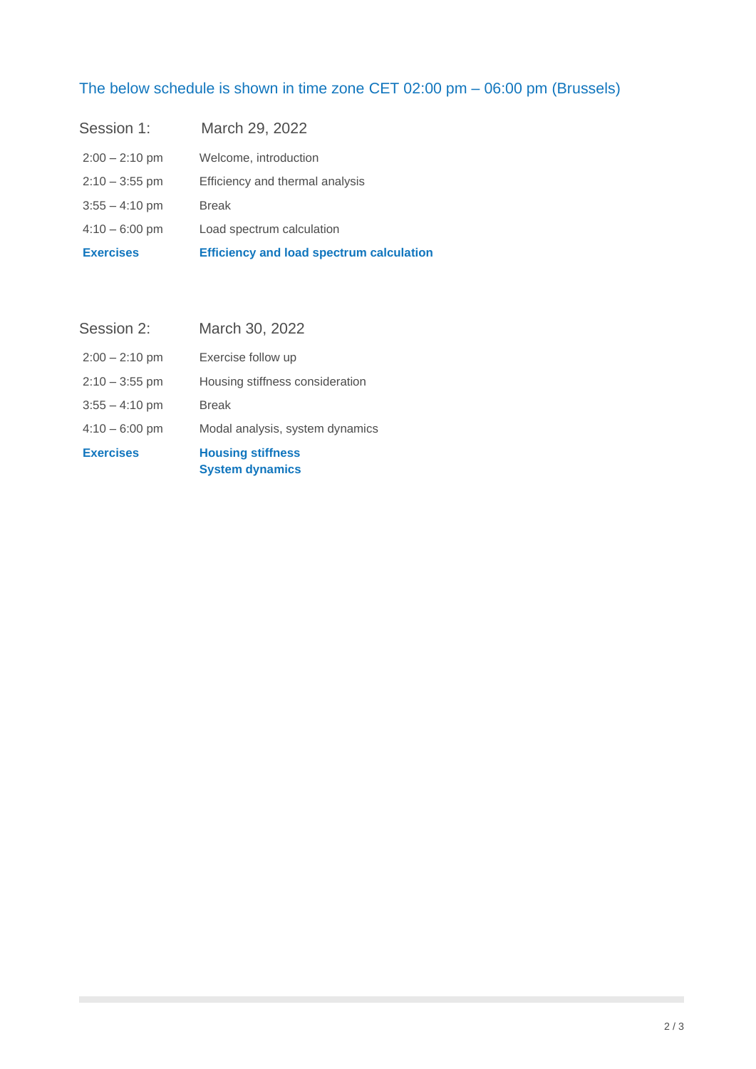## The below schedule is shown in time zone CET 02:00 pm – 06:00 pm (Brussels)

| Session 1: | March 29, 2022 |
|---|---|
| 2:00 – 2:10 pm | Welcome, introduction |
| 2:10 – 3:55 pm | Efficiency and thermal analysis |
| 3:55 – 4:10 pm | Break |
| 4:10 – 6:00 pm | Load spectrum calculation |
| **Exercises** | **Efficiency and load spectrum calculation** |

| Session 2: | March 30, 2022 |
|---|---|
| 2:00 – 2:10 pm | Exercise follow up |
| 2:10 – 3:55 pm | Housing stiffness consideration |
| 3:55 – 4:10 pm | Break |
| 4:10 – 6:00 pm | Modal analysis, system dynamics |
| **Exercises** | **Housing stiffness**<br>**System dynamics** |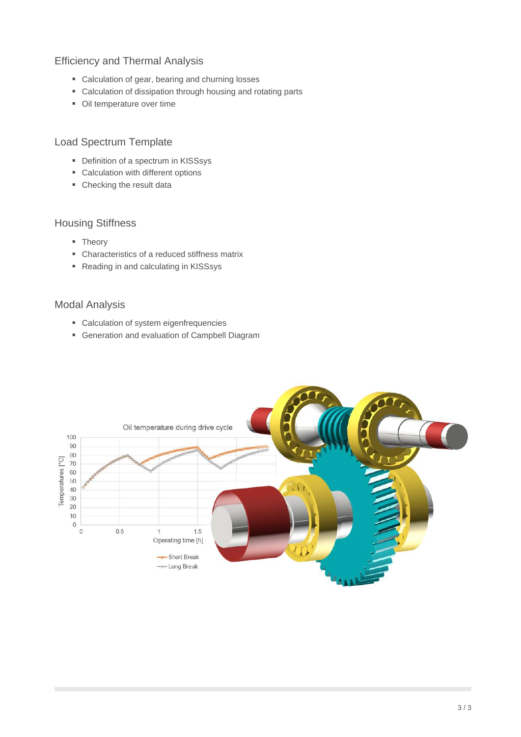## Efficiency and Thermal Analysis

- Calculation of gear, bearing and churning losses
- Calculation of dissipation through housing and rotating parts
- Oil temperature over time

## Load Spectrum Template

- Definition of a spectrum in KISSsys
- Calculation with different options
- Checking the result data

## Housing Stiffness

- Theory
- Characteristics of a reduced stiffness matrix
- Reading in and calculating in KISSsys

## Modal Analysis

- Calculation of system eigenfrequencies
- Generation and evaluation of Campbell Diagram

Oil temperature during drive cycle

Temperatures [°C]

100
90
80
70
60
50
40
30
20
10
0

0
0.5
1
1.5

Operating time [h]

Short Break
Long Break